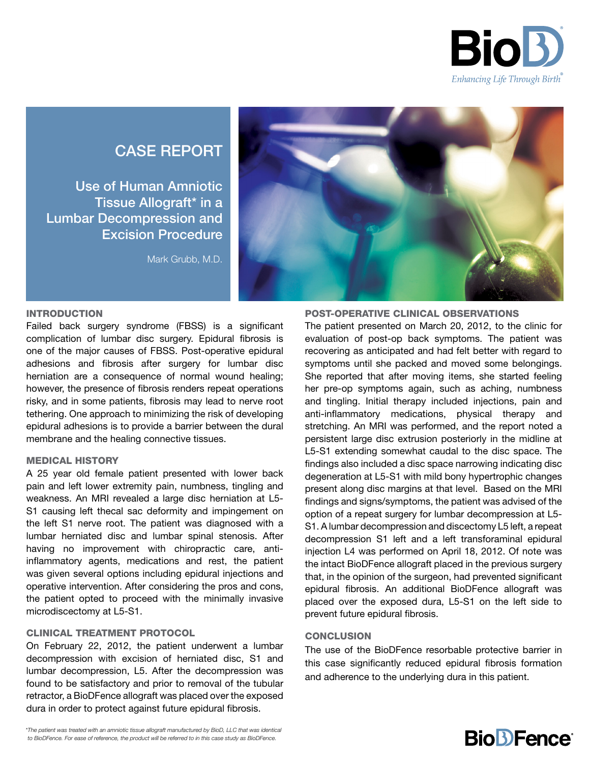BioD®

*Enhancing Life Through Birth®*

# CASE REPORT

## Use of Human Amniotic Tissue Allograft* in a Lumbar Decompression and Excision Procedure

Mark Grubb, M.D.

### INTRODUCTION

Failed back surgery syndrome (FBSS) is a significant complication of lumbar disc surgery. Epidural fibrosis is one of the major causes of FBSS. Post-operative epidural adhesions and fibrosis after surgery for lumbar disc herniation are a consequence of normal wound healing; however, the presence of fibrosis renders repeat operations risky, and in some patients, fibrosis may lead to nerve root tethering. One approach to minimizing the risk of developing epidural adhesions is to provide a barrier between the dural membrane and the healing connective tissues.

### MEDICAL HISTORY

A 25 year old female patient presented with lower back pain and left lower extremity pain, numbness, tingling and weakness. An MRI revealed a large disc herniation at L5-S1 causing left thecal sac deformity and impingement on the left S1 nerve root. The patient was diagnosed with a lumbar herniated disc and lumbar spinal stenosis. After having no improvement with chiropractic care, anti-inflammatory agents, medications and rest, the patient was given several options including epidural injections and operative intervention. After considering the pros and cons, the patient opted to proceed with the minimally invasive microdiscectomy at L5-S1.

### CLINICAL TREATMENT PROTOCOL

On February 22, 2012, the patient underwent a lumbar decompression with excision of herniated disc, S1 and lumbar decompression, L5. After the decompression was found to be satisfactory and prior to removal of the tubular retractor, a BioDFence allograft was placed over the exposed dura in order to protect against future epidural fibrosis.

### POST-OPERATIVE CLINICAL OBSERVATIONS

The patient presented on March 20, 2012, to the clinic for evaluation of post-op back symptoms. The patient was recovering as anticipated and had felt better with regard to symptoms until she packed and moved some belongings. She reported that after moving items, she started feeling her pre-op symptoms again, such as aching, numbness and tingling. Initial therapy included injections, pain and anti-inflammatory medications, physical therapy and stretching. An MRI was performed, and the report noted a persistent large disc extrusion posteriorly in the midline at L5-S1 extending somewhat caudal to the disc space. The findings also included a disc space narrowing indicating disc degeneration at L5-S1 with mild bony hypertrophic changes present along disc margins at that level. Based on the MRI findings and signs/symptoms, the patient was advised of the option of a repeat surgery for lumbar decompression at L5-S1. A lumbar decompression and discectomy L5 left, a repeat decompression S1 left and a left transforaminal epidural injection L4 was performed on April 18, 2012. Of note was the intact BioDFence allograft placed in the previous surgery that, in the opinion of the surgeon, had prevented significant epidural fibrosis. An additional BioDFence allograft was placed over the exposed dura, L5-S1 on the left side to prevent future epidural fibrosis.

### CONCLUSION

The use of the BioDFence resorbable protective barrier in this case significantly reduced epidural fibrosis formation and adherence to the underlying dura in this patient.

*The patient was treated with an amniotic tissue allograft manufactured by BioD, LLC that was identical to BioDFence. For ease of reference, the product will be referred to in this case study as BioDFence.*

BioDFence®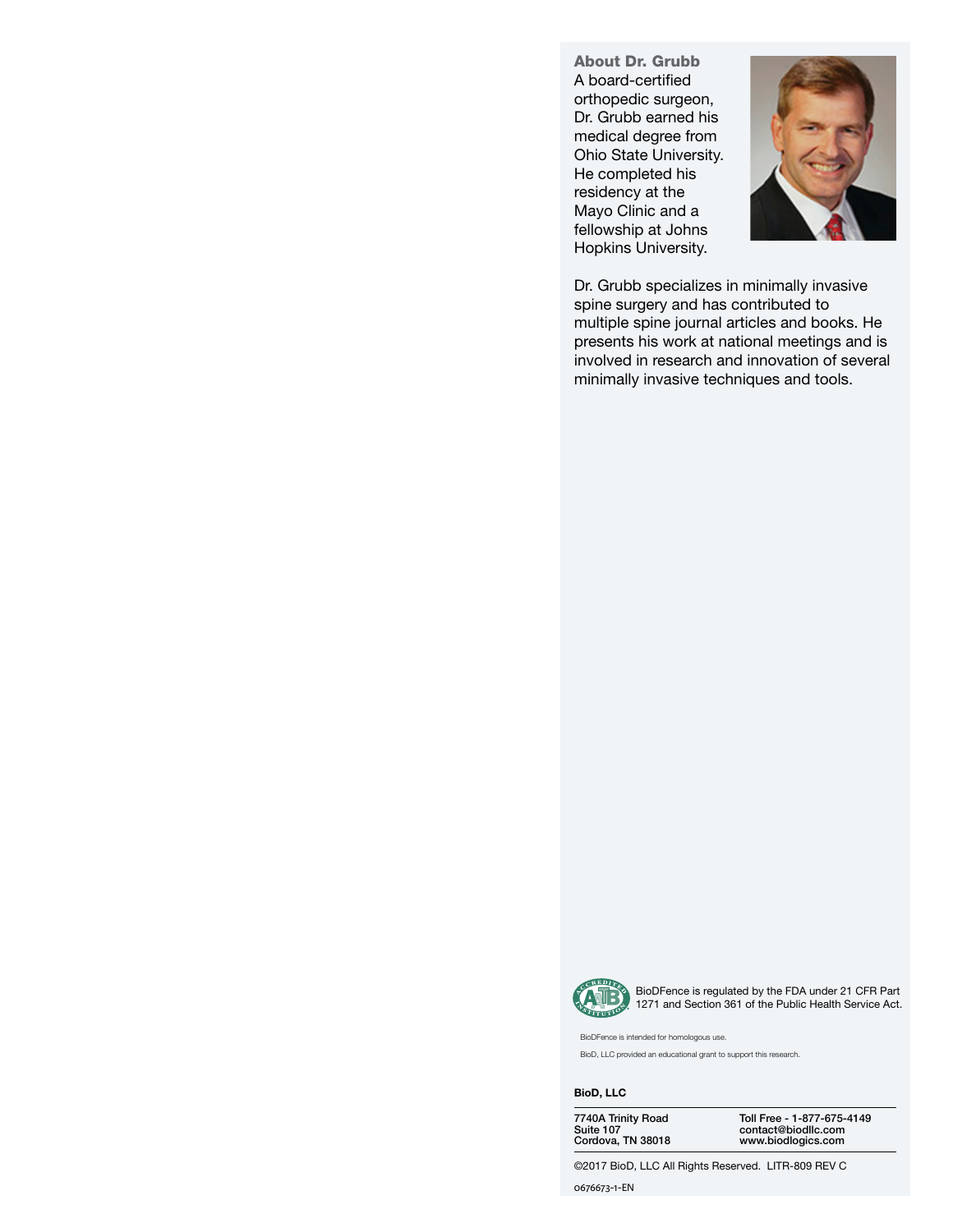**About Dr. Grubb**

A board-certified orthopedic surgeon, Dr. Grubb earned his medical degree from Ohio State University. He completed his residency at the Mayo Clinic and a fellowship at Johns Hopkins University.

Dr. Grubb specializes in minimally invasive spine surgery and has contributed to multiple spine journal articles and books. He presents his work at national meetings and is involved in research and innovation of several minimally invasive techniques and tools.

BioDFence is regulated by the FDA under 21 CFR Part 1271 and Section 361 of the Public Health Service Act.

BioDFence is intended for homologous use.

BioD, LLC provided an educational grant to support this research.

**BioD, LLC**

| | |
|---|---|
| **7740A Trinity Road** | **Toll Free - 1-877-675-4149** |
| **Suite 107** | **contact@biodllc.com** |
| **Cordova, TN 38018** | **www.biodlogics.com** |

©2017 BioD, LLC All Rights Reserved. LITR-809 REV C

0676673-1-EN